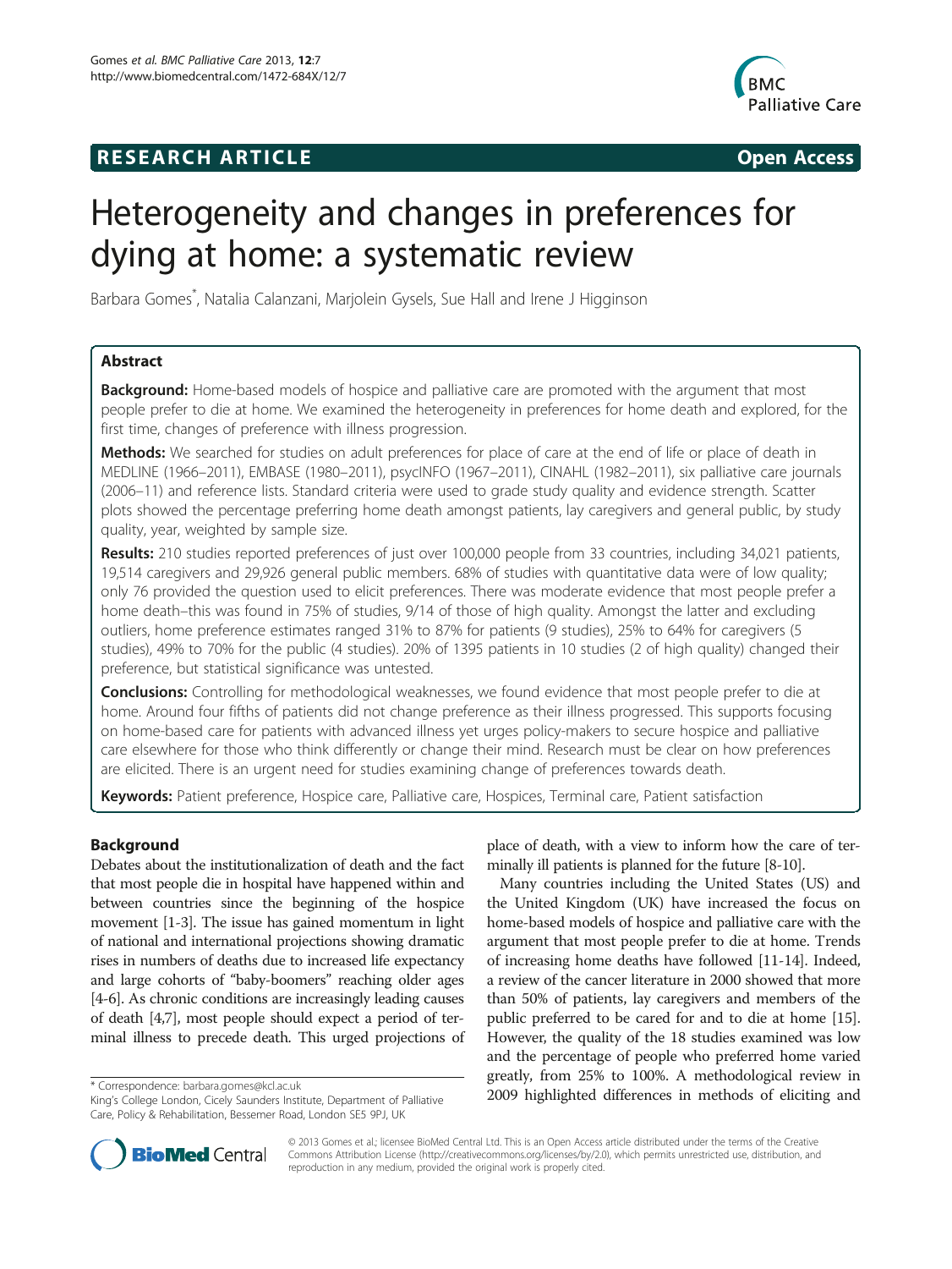**RESEARCH ARTICLE** **Open Access**

# Heterogeneity and changes in preferences for dying at home: a systematic review

Barbara Gomes*, Natalia Calanzani, Marjolein Gysels, Sue Hall and Irene J Higginson

## Abstract

**Background:** Home-based models of hospice and palliative care are promoted with the argument that most people prefer to die at home. We examined the heterogeneity in preferences for home death and explored, for the first time, changes of preference with illness progression.

**Methods:** We searched for studies on adult preferences for place of care at the end of life or place of death in MEDLINE (1966–2011), EMBASE (1980–2011), psycINFO (1967–2011), CINAHL (1982–2011), six palliative care journals (2006–11) and reference lists. Standard criteria were used to grade study quality and evidence strength. Scatter plots showed the percentage preferring home death amongst patients, lay caregivers and general public, by study quality, year, weighted by sample size.

**Results:** 210 studies reported preferences of just over 100,000 people from 33 countries, including 34,021 patients, 19,514 caregivers and 29,926 general public members. 68% of studies with quantitative data were of low quality; only 76 provided the question used to elicit preferences. There was moderate evidence that most people prefer a home death–this was found in 75% of studies, 9/14 of those of high quality. Amongst the latter and excluding outliers, home preference estimates ranged 31% to 87% for patients (9 studies), 25% to 64% for caregivers (5 studies), 49% to 70% for the public (4 studies). 20% of 1395 patients in 10 studies (2 of high quality) changed their preference, but statistical significance was untested.

**Conclusions:** Controlling for methodological weaknesses, we found evidence that most people prefer to die at home. Around four fifths of patients did not change preference as their illness progressed. This supports focusing on home-based care for patients with advanced illness yet urges policy-makers to secure hospice and palliative care elsewhere for those who think differently or change their mind. Research must be clear on how preferences are elicited. There is an urgent need for studies examining change of preferences towards death.

**Keywords:** Patient preference, Hospice care, Palliative care, Hospices, Terminal care, Patient satisfaction

## Background

Debates about the institutionalization of death and the fact that most people die in hospital have happened within and between countries since the beginning of the hospice movement [1-3]. The issue has gained momentum in light of national and international projections showing dramatic rises in numbers of deaths due to increased life expectancy and large cohorts of "baby-boomers" reaching older ages [4-6]. As chronic conditions are increasingly leading causes of death [4,7], most people should expect a period of terminal illness to precede death. This urged projections of place of death, with a view to inform how the care of terminally ill patients is planned for the future [8-10].

Many countries including the United States (US) and the United Kingdom (UK) have increased the focus on home-based models of hospice and palliative care with the argument that most people prefer to die at home. Trends of increasing home deaths have followed [11-14]. Indeed, a review of the cancer literature in 2000 showed that more than 50% of patients, lay caregivers and members of the public preferred to be cared for and to die at home [15]. However, the quality of the 18 studies examined was low and the percentage of people who preferred home varied greatly, from 25% to 100%. A methodological review in 2009 highlighted differences in methods of eliciting and

* Correspondence: barbara.gomes@kcl.ac.uk
King's College London, Cicely Saunders Institute, Department of Palliative Care, Policy & Rehabilitation, Bessemer Road, London SE5 9PJ, UK

© 2013 Gomes et al.; licensee BioMed Central Ltd. This is an Open Access article distributed under the terms of the Creative Commons Attribution License (http://creativecommons.org/licenses/by/2.0), which permits unrestricted use, distribution, and reproduction in any medium, provided the original work is properly cited.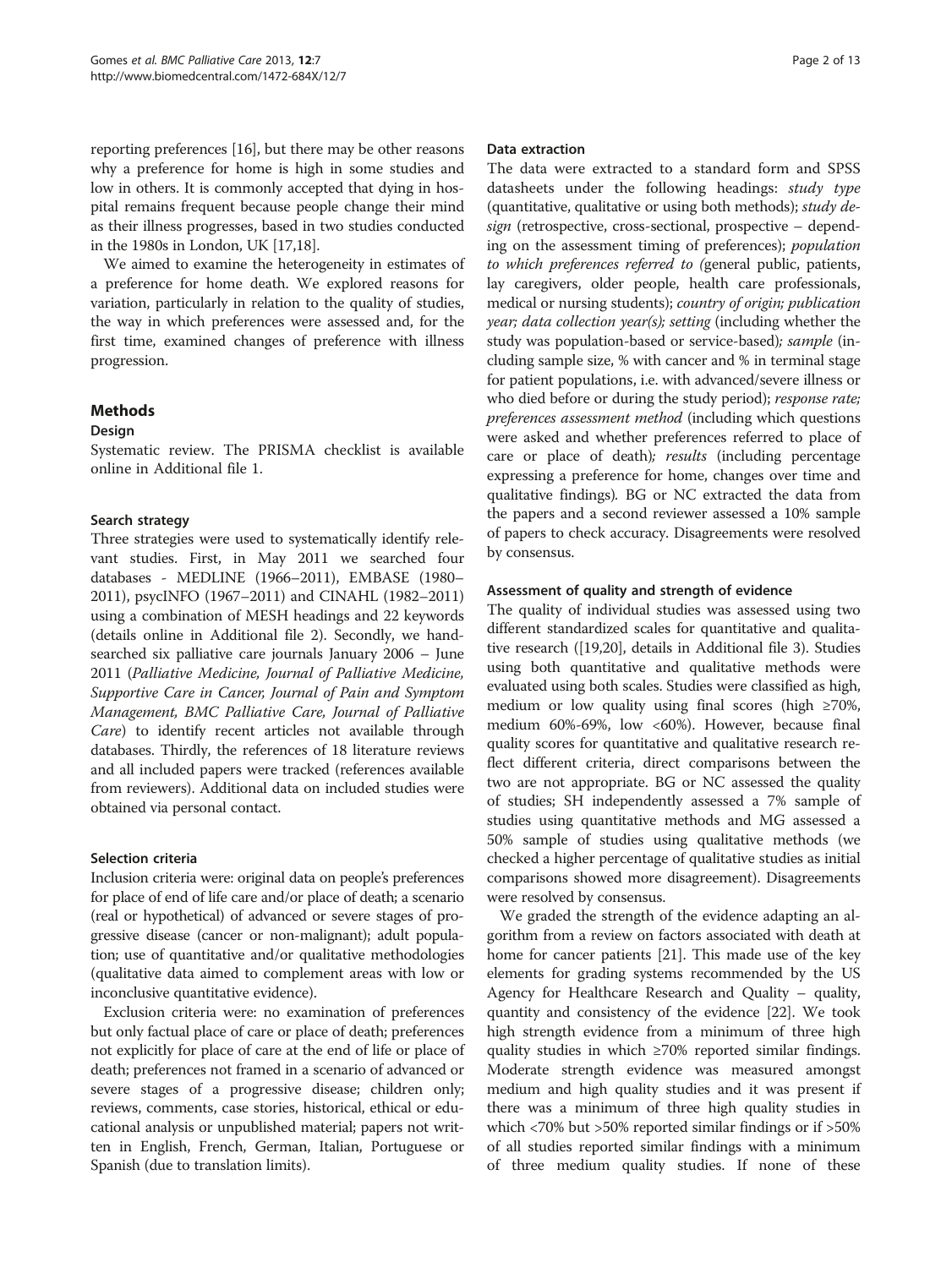reporting preferences [16], but there may be other reasons why a preference for home is high in some studies and low in others. It is commonly accepted that dying in hospital remains frequent because people change their mind as their illness progresses, based in two studies conducted in the 1980s in London, UK [17,18].

We aimed to examine the heterogeneity in estimates of a preference for home death. We explored reasons for variation, particularly in relation to the quality of studies, the way in which preferences were assessed and, for the first time, examined changes of preference with illness progression.

## Methods

### Design

Systematic review. The PRISMA checklist is available online in Additional file 1.

### Search strategy

Three strategies were used to systematically identify relevant studies. First, in May 2011 we searched four databases - MEDLINE (1966–2011), EMBASE (1980–2011), psycINFO (1967–2011) and CINAHL (1982–2011) using a combination of MESH headings and 22 keywords (details online in Additional file 2). Secondly, we hand-searched six palliative care journals January 2006 – June 2011 (*Palliative Medicine, Journal of Palliative Medicine, Supportive Care in Cancer, Journal of Pain and Symptom Management, BMC Palliative Care, Journal of Palliative Care*) to identify recent articles not available through databases. Thirdly, the references of 18 literature reviews and all included papers were tracked (references available from reviewers). Additional data on included studies were obtained via personal contact.

### Selection criteria

Inclusion criteria were: original data on people's preferences for place of end of life care and/or place of death; a scenario (real or hypothetical) of advanced or severe stages of progressive disease (cancer or non-malignant); adult population; use of quantitative and/or qualitative methodologies (qualitative data aimed to complement areas with low or inconclusive quantitative evidence).

Exclusion criteria were: no examination of preferences but only factual place of care or place of death; preferences not explicitly for place of care at the end of life or place of death; preferences not framed in a scenario of advanced or severe stages of a progressive disease; children only; reviews, comments, case stories, historical, ethical or educational analysis or unpublished material; papers not written in English, French, German, Italian, Portuguese or Spanish (due to translation limits).

### Data extraction

The data were extracted to a standard form and SPSS datasheets under the following headings: *study type* (quantitative, qualitative or using both methods); *study design* (retrospective, cross-sectional, prospective – depending on the assessment timing of preferences); *population to which preferences referred to (*general public, patients, lay caregivers, older people, health care professionals, medical or nursing students); *country of origin; publication year; data collection year(s); setting* (including whether the study was population-based or service-based)*; sample* (including sample size, % with cancer and % in terminal stage for patient populations, i.e. with advanced/severe illness or who died before or during the study period); *response rate; preferences assessment method* (including which questions were asked and whether preferences referred to place of care or place of death)*; results* (including percentage expressing a preference for home, changes over time and qualitative findings)*.* BG or NC extracted the data from the papers and a second reviewer assessed a 10% sample of papers to check accuracy. Disagreements were resolved by consensus.

### Assessment of quality and strength of evidence

The quality of individual studies was assessed using two different standardized scales for quantitative and qualitative research ([19,20], details in Additional file 3). Studies using both quantitative and qualitative methods were evaluated using both scales. Studies were classified as high, medium or low quality using final scores (high ≥70%, medium 60%-69%, low <60%). However, because final quality scores for quantitative and qualitative research reflect different criteria, direct comparisons between the two are not appropriate. BG or NC assessed the quality of studies; SH independently assessed a 7% sample of studies using quantitative methods and MG assessed a 50% sample of studies using qualitative methods (we checked a higher percentage of qualitative studies as initial comparisons showed more disagreement). Disagreements were resolved by consensus.

We graded the strength of the evidence adapting an algorithm from a review on factors associated with death at home for cancer patients [21]. This made use of the key elements for grading systems recommended by the US Agency for Healthcare Research and Quality – quality, quantity and consistency of the evidence [22]. We took high strength evidence from a minimum of three high quality studies in which ≥70% reported similar findings. Moderate strength evidence was measured amongst medium and high quality studies and it was present if there was a minimum of three high quality studies in which <70% but >50% reported similar findings or if >50% of all studies reported similar findings with a minimum of three medium quality studies. If none of these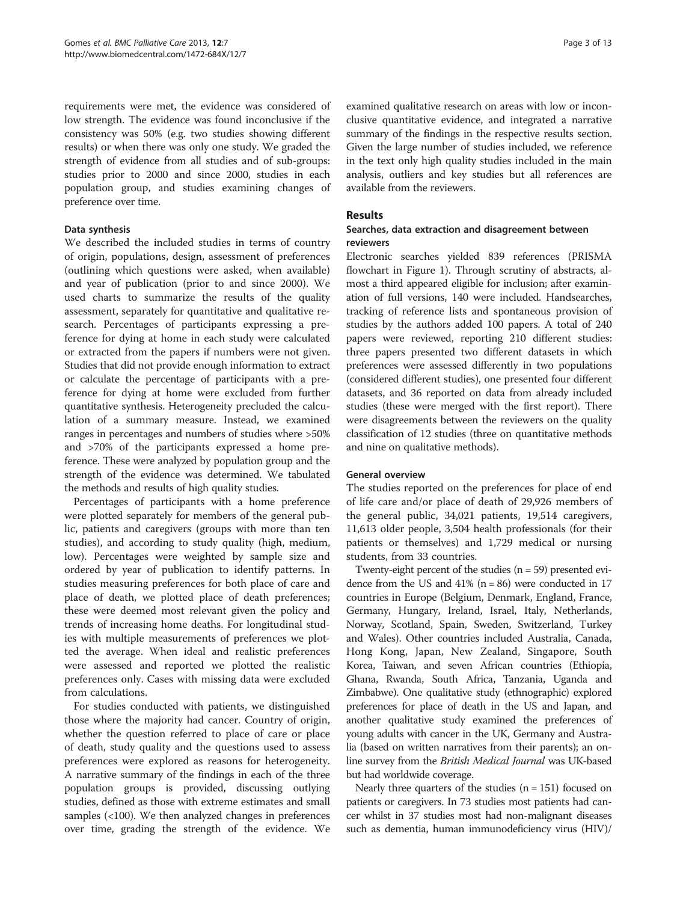requirements were met, the evidence was considered of low strength. The evidence was found inconclusive if the consistency was 50% (e.g. two studies showing different results) or when there was only one study. We graded the strength of evidence from all studies and of sub-groups: studies prior to 2000 and since 2000, studies in each population group, and studies examining changes of preference over time.

#### Data synthesis

We described the included studies in terms of country of origin, populations, design, assessment of preferences (outlining which questions were asked, when available) and year of publication (prior to and since 2000). We used charts to summarize the results of the quality assessment, separately for quantitative and qualitative research. Percentages of participants expressing a preference for dying at home in each study were calculated or extracted from the papers if numbers were not given. Studies that did not provide enough information to extract or calculate the percentage of participants with a preference for dying at home were excluded from further quantitative synthesis. Heterogeneity precluded the calculation of a summary measure. Instead, we examined ranges in percentages and numbers of studies where >50% and >70% of the participants expressed a home preference. These were analyzed by population group and the strength of the evidence was determined. We tabulated the methods and results of high quality studies.

Percentages of participants with a home preference were plotted separately for members of the general public, patients and caregivers (groups with more than ten studies), and according to study quality (high, medium, low). Percentages were weighted by sample size and ordered by year of publication to identify patterns. In studies measuring preferences for both place of care and place of death, we plotted place of death preferences; these were deemed most relevant given the policy and trends of increasing home deaths. For longitudinal studies with multiple measurements of preferences we plotted the average. When ideal and realistic preferences were assessed and reported we plotted the realistic preferences only. Cases with missing data were excluded from calculations.

For studies conducted with patients, we distinguished those where the majority had cancer. Country of origin, whether the question referred to place of care or place of death, study quality and the questions used to assess preferences were explored as reasons for heterogeneity. A narrative summary of the findings in each of the three population groups is provided, discussing outlying studies, defined as those with extreme estimates and small samples (<100). We then analyzed changes in preferences over time, grading the strength of the evidence. We examined qualitative research on areas with low or inconclusive quantitative evidence, and integrated a narrative summary of the findings in the respective results section. Given the large number of studies included, we reference in the text only high quality studies included in the main analysis, outliers and key studies but all references are available from the reviewers.

## Results

### Searches, data extraction and disagreement between reviewers

Electronic searches yielded 839 references (PRISMA flowchart in Figure 1). Through scrutiny of abstracts, almost a third appeared eligible for inclusion; after examination of full versions, 140 were included. Handsearches, tracking of reference lists and spontaneous provision of studies by the authors added 100 papers. A total of 240 papers were reviewed, reporting 210 different studies: three papers presented two different datasets in which preferences were assessed differently in two populations (considered different studies), one presented four different datasets, and 36 reported on data from already included studies (these were merged with the first report). There were disagreements between the reviewers on the quality classification of 12 studies (three on quantitative methods and nine on qualitative methods).

### General overview

The studies reported on the preferences for place of end of life care and/or place of death of 29,926 members of the general public, 34,021 patients, 19,514 caregivers, 11,613 older people, 3,504 health professionals (for their patients or themselves) and 1,729 medical or nursing students, from 33 countries.

Twenty-eight percent of the studies (n = 59) presented evidence from the US and 41% (n = 86) were conducted in 17 countries in Europe (Belgium, Denmark, England, France, Germany, Hungary, Ireland, Israel, Italy, Netherlands, Norway, Scotland, Spain, Sweden, Switzerland, Turkey and Wales). Other countries included Australia, Canada, Hong Kong, Japan, New Zealand, Singapore, South Korea, Taiwan, and seven African countries (Ethiopia, Ghana, Rwanda, South Africa, Tanzania, Uganda and Zimbabwe). One qualitative study (ethnographic) explored preferences for place of death in the US and Japan, and another qualitative study examined the preferences of young adults with cancer in the UK, Germany and Australia (based on written narratives from their parents); an online survey from the *British Medical Journal* was UK-based but had worldwide coverage.

Nearly three quarters of the studies (n = 151) focused on patients or caregivers. In 73 studies most patients had cancer whilst in 37 studies most had non-malignant diseases such as dementia, human immunodeficiency virus (HIV)/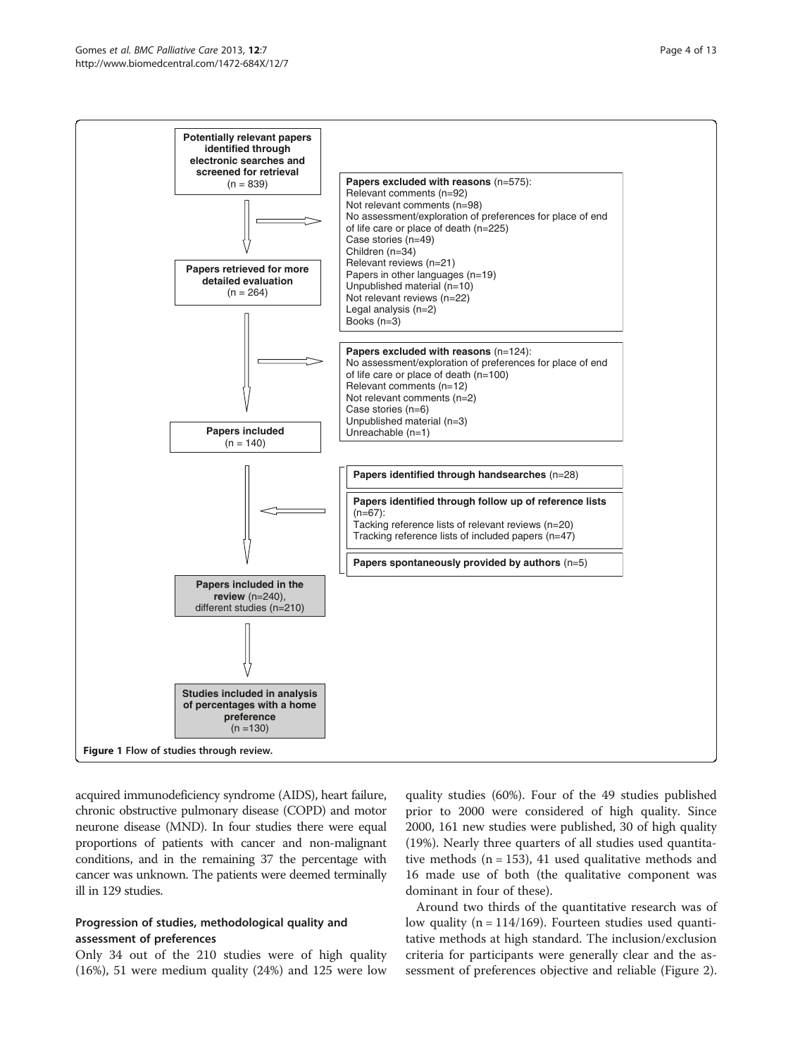Potentially relevant papers identified through electronic searches and screened for retrieval (n = 839)

Papers excluded with reasons (n=575):
- Relevant comments (n=92)
- Not relevant comments (n=98)
- No assessment/exploration of preferences for place of end of life care or place of death (n=225)
- Case stories (n=49)
- Children (n=34)
- Relevant reviews (n=21)
- Papers in other languages (n=19)
- Unpublished material (n=10)
- Not relevant reviews (n=22)
- Legal analysis (n=2)
- Books (n=3)

Papers retrieved for more detailed evaluation (n = 264)

Papers excluded with reasons (n=124):
- No assessment/exploration of preferences for place of end of life care or place of death (n=100)
- Relevant comments (n=12)
- Not relevant comments (n=2)
- Case stories (n=6)
- Unpublished material (n=3)
- Unreachable (n=1)

Papers included (n = 140)

Papers identified through handsearches (n=28)

Papers identified through follow up of reference lists (n=67):
- Tacking reference lists of relevant reviews (n=20)
- Tracking reference lists of included papers (n=47)

Papers spontaneously provided by authors (n=5)

Papers included in the review (n=240), different studies (n=210)

Studies included in analysis of percentages with a home preference (n =130)

**Figure 1** Flow of studies through review.

acquired immunodeficiency syndrome (AIDS), heart failure, chronic obstructive pulmonary disease (COPD) and motor neurone disease (MND). In four studies there were equal proportions of patients with cancer and non-malignant conditions, and in the remaining 37 the percentage with cancer was unknown. The patients were deemed terminally ill in 129 studies.

## Progression of studies, methodological quality and assessment of preferences

Only 34 out of the 210 studies were of high quality (16%), 51 were medium quality (24%) and 125 were low quality studies (60%). Four of the 49 studies published prior to 2000 were considered of high quality. Since 2000, 161 new studies were published, 30 of high quality (19%). Nearly three quarters of all studies used quantitative methods (n = 153), 41 used qualitative methods and 16 made use of both (the qualitative component was dominant in four of these).

Around two thirds of the quantitative research was of low quality (n = 114/169). Fourteen studies used quantitative methods at high standard. The inclusion/exclusion criteria for participants were generally clear and the assessment of preferences objective and reliable (Figure 2).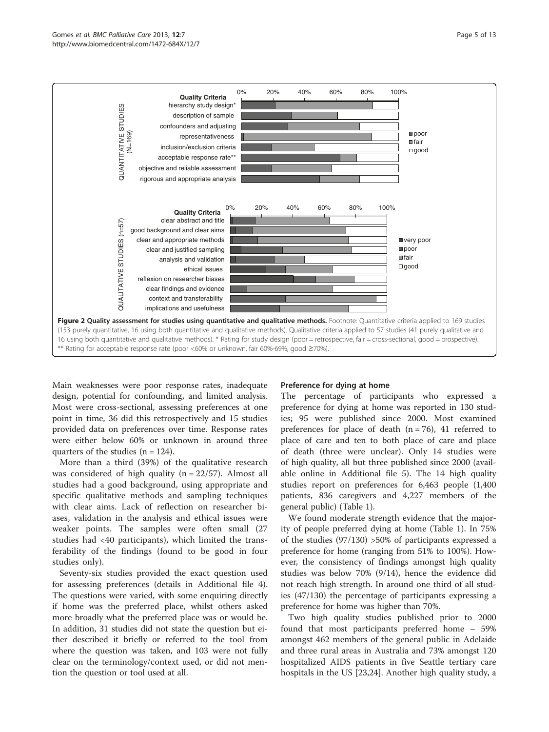**Figure 2 Quality assessment for studies using quantitative and qualitative methods.** Footnote: Quantitative criteria applied to 169 studies (153 purely quantitative, 16 using both quantitative and qualitative methods). Qualitative criteria applied to 57 studies (41 purely qualitative and 16 using both quantitative and qualitative methods). * Rating for study design (poor = retrospective, fair = cross-sectional, good = prospective). ** Rating for acceptable response rate (poor <60% or unknown, fair 60%-69%, good ≥70%).

Main weaknesses were poor response rates, inadequate design, potential for confounding, and limited analysis. Most were cross-sectional, assessing preferences at one point in time, 36 did this retrospectively and 15 studies provided data on preferences over time. Response rates were either below 60% or unknown in around three quarters of the studies (n = 124).

More than a third (39%) of the qualitative research was considered of high quality (n = 22/57). Almost all studies had a good background, using appropriate and specific qualitative methods and sampling techniques with clear aims. Lack of reflection on researcher biases, validation in the analysis and ethical issues were weaker points. The samples were often small (27 studies had <40 participants), which limited the transferability of the findings (found to be good in four studies only).

Seventy-six studies provided the exact question used for assessing preferences (details in Additional file 4). The questions were varied, with some enquiring directly if home was the preferred place, whilst others asked more broadly what the preferred place was or would be. In addition, 31 studies did not state the question but either described it briefly or referred to the tool from where the question was taken, and 103 were not fully clear on the terminology/context used, or did not mention the question or tool used at all.

### Preference for dying at home

The percentage of participants who expressed a preference for dying at home was reported in 130 studies; 95 were published since 2000. Most examined preferences for place of death (n = 76), 41 referred to place of care and ten to both place of care and place of death (three were unclear). Only 14 studies were of high quality, all but three published since 2000 (available online in Additional file 5). The 14 high quality studies report on preferences for 6,463 people (1,400 patients, 836 caregivers and 4,227 members of the general public) (Table 1).

We found moderate strength evidence that the majority of people preferred dying at home (Table 1). In 75% of the studies (97/130) >50% of participants expressed a preference for home (ranging from 51% to 100%). However, the consistency of findings amongst high quality studies was below 70% (9/14), hence the evidence did not reach high strength. In around one third of all studies (47/130) the percentage of participants expressing a preference for home was higher than 70%.

Two high quality studies published prior to 2000 found that most participants preferred home – 59% amongst 462 members of the general public in Adelaide and three rural areas in Australia and 73% amongst 120 hospitalized AIDS patients in five Seattle tertiary care hospitals in the US [23,24]. Another high quality study, a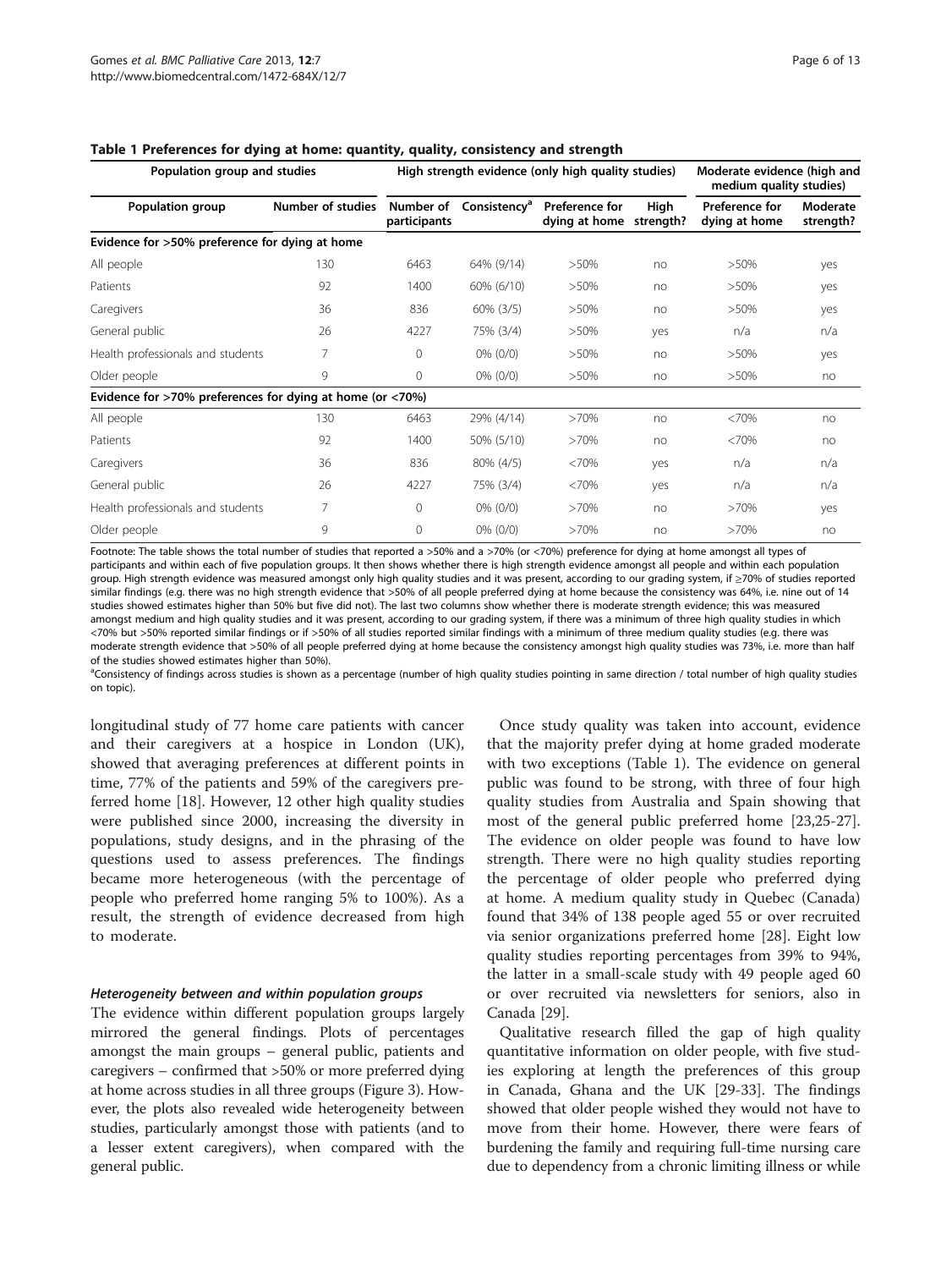**Table 1 Preferences for dying at home: quantity, quality, consistency and strength**

| Population group and studies | | High strength evidence (only high quality studies) | | | | Moderate evidence (high and medium quality studies) | |
|---|---|---|---|---|---|---|---|
| Population group | Number of studies | Number of participants | Consistency[a] | Preference for dying at home | High strength? | Preference for dying at home | Moderate strength? |
| **Evidence for >50% preference for dying at home** | | | | | | | |
| All people | 130 | 6463 | 64% (9/14) | >50% | no | >50% | yes |
| Patients | 92 | 1400 | 60% (6/10) | >50% | no | >50% | yes |
| Caregivers | 36 | 836 | 60% (3/5) | >50% | no | >50% | yes |
| General public | 26 | 4227 | 75% (3/4) | >50% | yes | n/a | n/a |
| Health professionals and students | 7 | 0 | 0% (0/0) | >50% | no | >50% | yes |
| Older people | 9 | 0 | 0% (0/0) | >50% | no | >50% | no |
| **Evidence for >70% preferences for dying at home (or <70%)** | | | | | | | |
| All people | 130 | 6463 | 29% (4/14) | >70% | no | <70% | no |
| Patients | 92 | 1400 | 50% (5/10) | >70% | no | <70% | no |
| Caregivers | 36 | 836 | 80% (4/5) | <70% | yes | n/a | n/a |
| General public | 26 | 4227 | 75% (3/4) | <70% | yes | n/a | n/a |
| Health professionals and students | 7 | 0 | 0% (0/0) | >70% | no | >70% | yes |
| Older people | 9 | 0 | 0% (0/0) | >70% | no | >70% | no |

Footnote: The table shows the total number of studies that reported a >50% and a >70% (or <70%) preference for dying at home amongst all types of participants and within each of five population groups. It then shows whether there is high strength evidence amongst all people and within each population group. High strength evidence was measured amongst only high quality studies and it was present, according to our grading system, if ≥70% of studies reported similar findings (e.g. there was no high strength evidence that >50% of all people preferred dying at home because the consistency was 64%, i.e. nine out of 14 studies showed estimates higher than 50% but five did not). The last two columns show whether there is moderate strength evidence; this was measured amongst medium and high quality studies and it was present, according to our grading system, if there was a minimum of three high quality studies in which <70% but >50% reported similar findings or if >50% of all studies reported similar findings with a minimum of three medium quality studies (e.g. there was moderate strength evidence that >50% of all people preferred dying at home because the consistency amongst high quality studies was 73%, i.e. more than half of the studies showed estimates higher than 50%).

[a]Consistency of findings across studies is shown as a percentage (number of high quality studies pointing in same direction / total number of high quality studies on topic).

longitudinal study of 77 home care patients with cancer and their caregivers at a hospice in London (UK), showed that averaging preferences at different points in time, 77% of the patients and 59% of the caregivers preferred home [18]. However, 12 other high quality studies were published since 2000, increasing the diversity in populations, study designs, and in the phrasing of the questions used to assess preferences. The findings became more heterogeneous (with the percentage of people who preferred home ranging 5% to 100%). As a result, the strength of evidence decreased from high to moderate.

#### *Heterogeneity between and within population groups*

The evidence within different population groups largely mirrored the general findings. Plots of percentages amongst the main groups – general public, patients and caregivers – confirmed that >50% or more preferred dying at home across studies in all three groups (Figure 3). However, the plots also revealed wide heterogeneity between studies, particularly amongst those with patients (and to a lesser extent caregivers), when compared with the general public.

Once study quality was taken into account, evidence that the majority prefer dying at home graded moderate with two exceptions (Table 1). The evidence on general public was found to be strong, with three of four high quality studies from Australia and Spain showing that most of the general public preferred home [23,25-27]. The evidence on older people was found to have low strength. There were no high quality studies reporting the percentage of older people who preferred dying at home. A medium quality study in Quebec (Canada) found that 34% of 138 people aged 55 or over recruited via senior organizations preferred home [28]. Eight low quality studies reporting percentages from 39% to 94%, the latter in a small-scale study with 49 people aged 60 or over recruited via newsletters for seniors, also in Canada [29].

Qualitative research filled the gap of high quality quantitative information on older people, with five studies exploring at length the preferences of this group in Canada, Ghana and the UK [29-33]. The findings showed that older people wished they would not have to move from their home. However, there were fears of burdening the family and requiring full-time nursing care due to dependency from a chronic limiting illness or while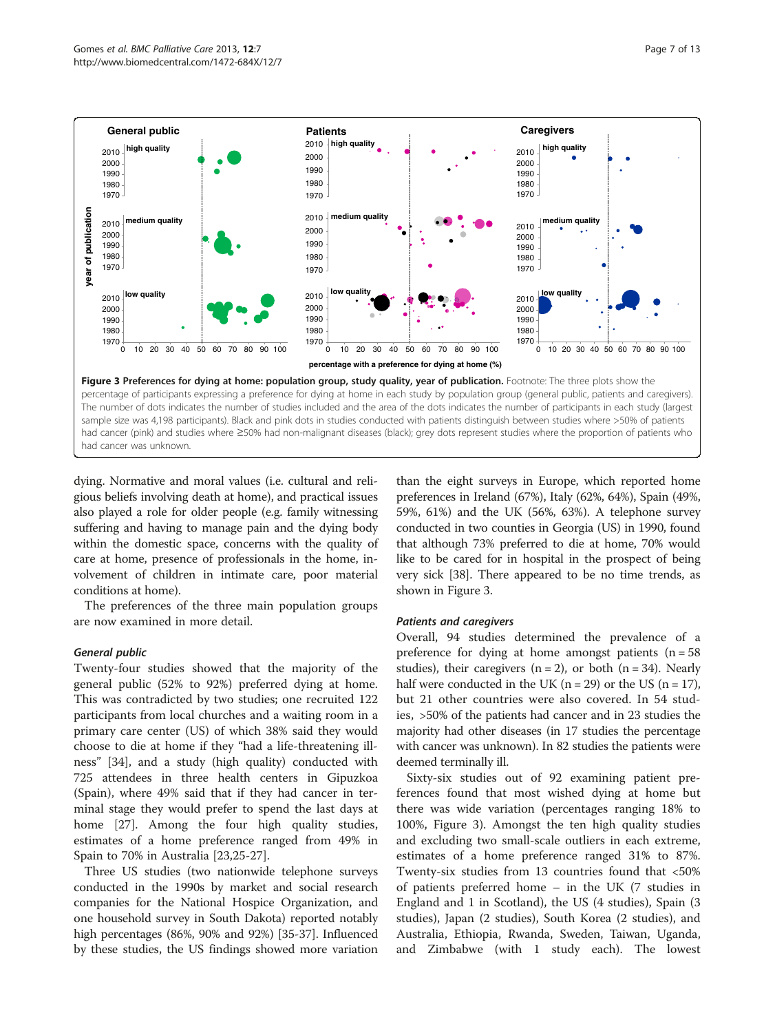**Figure 3 Preferences for dying at home: population group, study quality, year of publication.** Footnote: The three plots show the percentage of participants expressing a preference for dying at home in each study by population group (general public, patients and caregivers). The number of dots indicates the number of studies included and the area of the dots indicates the number of participants in each study (largest sample size was 4,198 participants). Black and pink dots in studies conducted with patients distinguish between studies where >50% of patients had cancer (pink) and studies where ≥50% had non-malignant diseases (black); grey dots represent studies where the proportion of patients who had cancer was unknown.

dying. Normative and moral values (i.e. cultural and religious beliefs involving death at home), and practical issues also played a role for older people (e.g. family witnessing suffering and having to manage pain and the dying body within the domestic space, concerns with the quality of care at home, presence of professionals in the home, involvement of children in intimate care, poor material conditions at home).

The preferences of the three main population groups are now examined in more detail.

### *General public*

Twenty-four studies showed that the majority of the general public (52% to 92%) preferred dying at home. This was contradicted by two studies; one recruited 122 participants from local churches and a waiting room in a primary care center (US) of which 38% said they would choose to die at home if they "had a life-threatening illness" [34], and a study (high quality) conducted with 725 attendees in three health centers in Gipuzkoa (Spain), where 49% said that if they had cancer in terminal stage they would prefer to spend the last days at home [27]. Among the four high quality studies, estimates of a home preference ranged from 49% in Spain to 70% in Australia [23,25-27].

Three US studies (two nationwide telephone surveys conducted in the 1990s by market and social research companies for the National Hospice Organization, and one household survey in South Dakota) reported notably high percentages (86%, 90% and 92%) [35-37]. Influenced by these studies, the US findings showed more variation than the eight surveys in Europe, which reported home preferences in Ireland (67%), Italy (62%, 64%), Spain (49%, 59%, 61%) and the UK (56%, 63%). A telephone survey conducted in two counties in Georgia (US) in 1990, found that although 73% preferred to die at home, 70% would like to be cared for in hospital in the prospect of being very sick [38]. There appeared to be no time trends, as shown in Figure 3.

### *Patients and caregivers*

Overall, 94 studies determined the prevalence of a preference for dying at home amongst patients (n = 58 studies), their caregivers (n = 2), or both (n = 34). Nearly half were conducted in the UK (n = 29) or the US (n = 17), but 21 other countries were also covered. In 54 studies, >50% of the patients had cancer and in 23 studies the majority had other diseases (in 17 studies the percentage with cancer was unknown). In 82 studies the patients were deemed terminally ill.

Sixty-six studies out of 92 examining patient preferences found that most wished dying at home but there was wide variation (percentages ranging 18% to 100%, Figure 3). Amongst the ten high quality studies and excluding two small-scale outliers in each extreme, estimates of a home preference ranged 31% to 87%. Twenty-six studies from 13 countries found that <50% of patients preferred home – in the UK (7 studies in England and 1 in Scotland), the US (4 studies), Spain (3 studies), Japan (2 studies), South Korea (2 studies), and Australia, Ethiopia, Rwanda, Sweden, Taiwan, Uganda, and Zimbabwe (with 1 study each). The lowest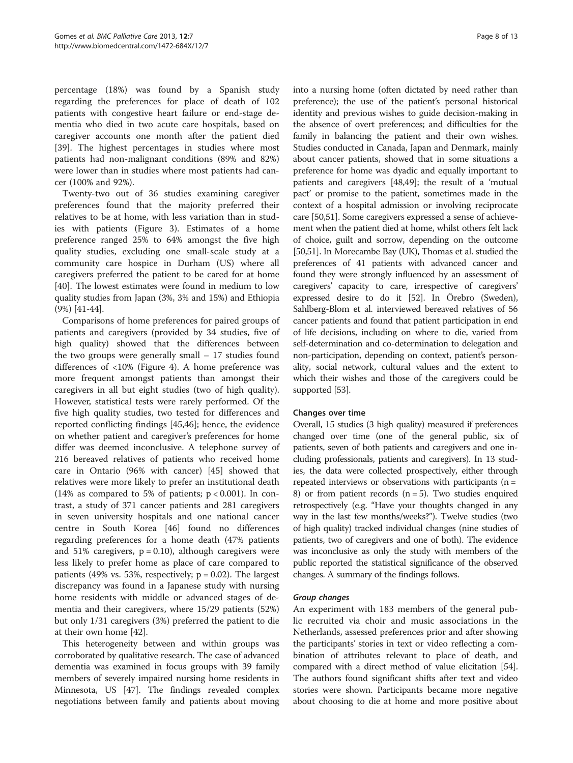percentage (18%) was found by a Spanish study regarding the preferences for place of death of 102 patients with congestive heart failure or end-stage dementia who died in two acute care hospitals, based on caregiver accounts one month after the patient died [39]. The highest percentages in studies where most patients had non-malignant conditions (89% and 82%) were lower than in studies where most patients had cancer (100% and 92%).

Twenty-two out of 36 studies examining caregiver preferences found that the majority preferred their relatives to be at home, with less variation than in studies with patients (Figure 3). Estimates of a home preference ranged 25% to 64% amongst the five high quality studies, excluding one small-scale study at a community care hospice in Durham (US) where all caregivers preferred the patient to be cared for at home [40]. The lowest estimates were found in medium to low quality studies from Japan (3%, 3% and 15%) and Ethiopia (9%) [41-44].

Comparisons of home preferences for paired groups of patients and caregivers (provided by 34 studies, five of high quality) showed that the differences between the two groups were generally small – 17 studies found differences of <10% (Figure 4). A home preference was more frequent amongst patients than amongst their caregivers in all but eight studies (two of high quality). However, statistical tests were rarely performed. Of the five high quality studies, two tested for differences and reported conflicting findings [45,46]; hence, the evidence on whether patient and caregiver's preferences for home differ was deemed inconclusive. A telephone survey of 216 bereaved relatives of patients who received home care in Ontario (96% with cancer) [45] showed that relatives were more likely to prefer an institutional death (14% as compared to 5% of patients; $p < 0.001$). In contrast, a study of 371 cancer patients and 281 caregivers in seven university hospitals and one national cancer centre in South Korea [46] found no differences regarding preferences for a home death (47% patients and 51% caregivers, $p = 0.10$), although caregivers were less likely to prefer home as place of care compared to patients (49% vs. 53%, respectively; $p = 0.02$). The largest discrepancy was found in a Japanese study with nursing home residents with middle or advanced stages of dementia and their caregivers, where 15/29 patients (52%) but only 1/31 caregivers (3%) preferred the patient to die at their own home [42].

This heterogeneity between and within groups was corroborated by qualitative research. The case of advanced dementia was examined in focus groups with 39 family members of severely impaired nursing home residents in Minnesota, US [47]. The findings revealed complex negotiations between family and patients about moving into a nursing home (often dictated by need rather than preference); the use of the patient's personal historical identity and previous wishes to guide decision-making in the absence of overt preferences; and difficulties for the family in balancing the patient and their own wishes. Studies conducted in Canada, Japan and Denmark, mainly about cancer patients, showed that in some situations a preference for home was dyadic and equally important to patients and caregivers [48,49]; the result of a 'mutual pact' or promise to the patient, sometimes made in the context of a hospital admission or involving reciprocate care [50,51]. Some caregivers expressed a sense of achievement when the patient died at home, whilst others felt lack of choice, guilt and sorrow, depending on the outcome [50,51]. In Morecambe Bay (UK), Thomas et al. studied the preferences of 41 patients with advanced cancer and found they were strongly influenced by an assessment of caregivers' capacity to care, irrespective of caregivers' expressed desire to do it [52]. In Örebro (Sweden), Sahlberg-Blom et al. interviewed bereaved relatives of 56 cancer patients and found that patient participation in end of life decisions, including on where to die, varied from self-determination and co-determination to delegation and non-participation, depending on context, patient's personality, social network, cultural values and the extent to which their wishes and those of the caregivers could be supported [53].

### Changes over time

Overall, 15 studies (3 high quality) measured if preferences changed over time (one of the general public, six of patients, seven of both patients and caregivers and one including professionals, patients and caregivers). In 13 studies, the data were collected prospectively, either through repeated interviews or observations with participants (n = 8) or from patient records (n = 5). Two studies enquired retrospectively (e.g. "Have your thoughts changed in any way in the last few months/weeks?"). Twelve studies (two of high quality) tracked individual changes (nine studies of patients, two of caregivers and one of both). The evidence was inconclusive as only the study with members of the public reported the statistical significance of the observed changes. A summary of the findings follows.

#### *Group changes*

An experiment with 183 members of the general public recruited via choir and music associations in the Netherlands, assessed preferences prior and after showing the participants' stories in text or video reflecting a combination of attributes relevant to place of death, and compared with a direct method of value elicitation [54]. The authors found significant shifts after text and video stories were shown. Participants became more negative about choosing to die at home and more positive about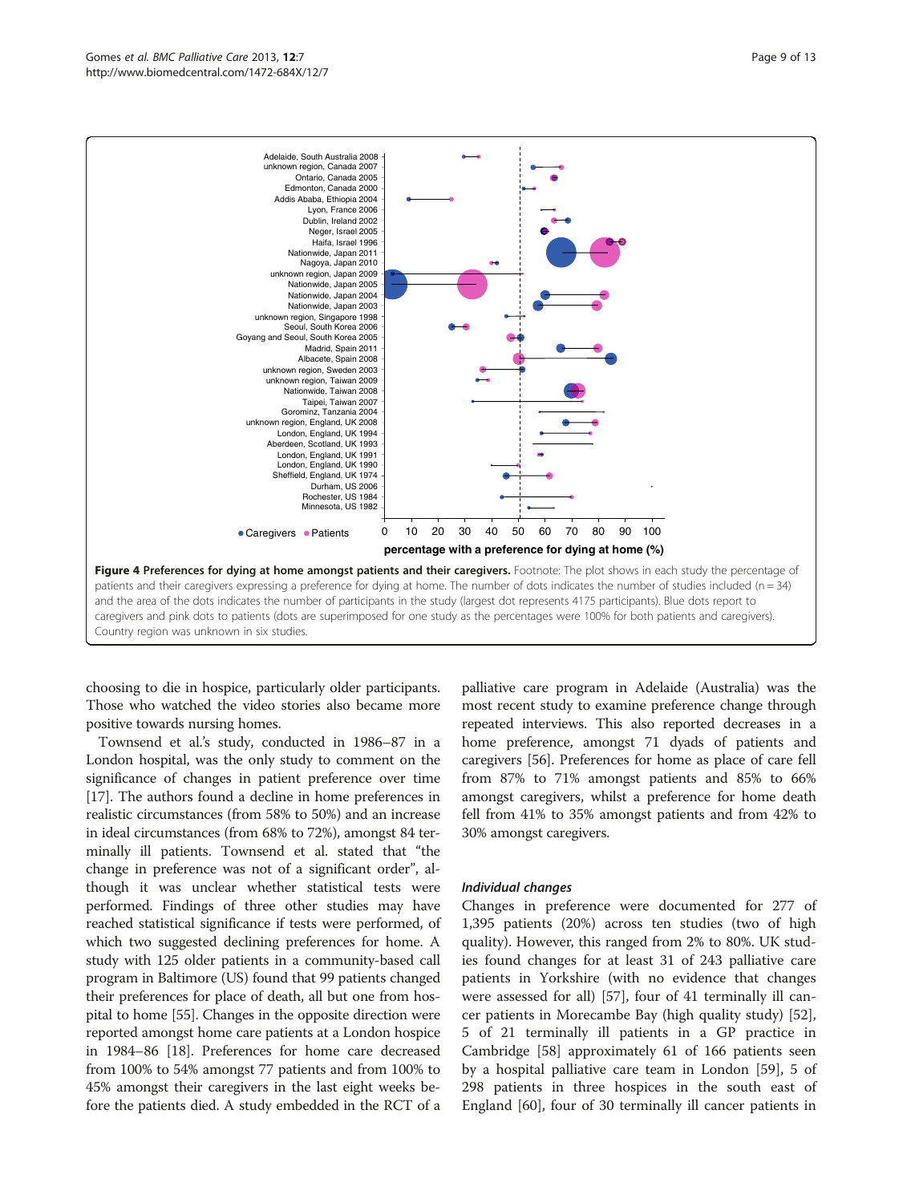Figure 4 Preferences for dying at home amongst patients and their caregivers. Footnote: The plot shows in each study the percentage of patients and their caregivers expressing a preference for dying at home. The number of dots indicates the number of studies included (n = 34) and the area of the dots indicates the number of participants in the study (largest dot represents 4175 participants). Blue dots report to caregivers and pink dots to patients (dots are superimposed for one study as the percentages were 100% for both patients and caregivers). Country region was unknown in six studies.

choosing to die in hospice, particularly older participants. Those who watched the video stories also became more positive towards nursing homes.

Townsend et al.'s study, conducted in 1986–87 in a London hospital, was the only study to comment on the significance of changes in patient preference over time [17]. The authors found a decline in home preferences in realistic circumstances (from 58% to 50%) and an increase in ideal circumstances (from 68% to 72%), amongst 84 terminally ill patients. Townsend et al. stated that "the change in preference was not of a significant order", although it was unclear whether statistical tests were performed. Findings of three other studies may have reached statistical significance if tests were performed, of which two suggested declining preferences for home. A study with 125 older patients in a community-based call program in Baltimore (US) found that 99 patients changed their preferences for place of death, all but one from hospital to home [55]. Changes in the opposite direction were reported amongst home care patients at a London hospice in 1984–86 [18]. Preferences for home care decreased from 100% to 54% amongst 77 patients and from 100% to 45% amongst their caregivers in the last eight weeks before the patients died. A study embedded in the RCT of a palliative care program in Adelaide (Australia) was the most recent study to examine preference change through repeated interviews. This also reported decreases in a home preference, amongst 71 dyads of patients and caregivers [56]. Preferences for home as place of care fell from 87% to 71% amongst patients and 85% to 66% amongst caregivers, whilst a preference for home death fell from 41% to 35% amongst patients and from 42% to 30% amongst caregivers.

#### *Individual changes*

Changes in preference were documented for 277 of 1,395 patients (20%) across ten studies (two of high quality). However, this ranged from 2% to 80%. UK studies found changes for at least 31 of 243 palliative care patients in Yorkshire (with no evidence that changes were assessed for all) [57], four of 41 terminally ill cancer patients in Morecambe Bay (high quality study) [52], 5 of 21 terminally ill patients in a GP practice in Cambridge [58] approximately 61 of 166 patients seen by a hospital palliative care team in London [59], 5 of 298 patients in three hospices in the south east of England [60], four of 30 terminally ill cancer patients in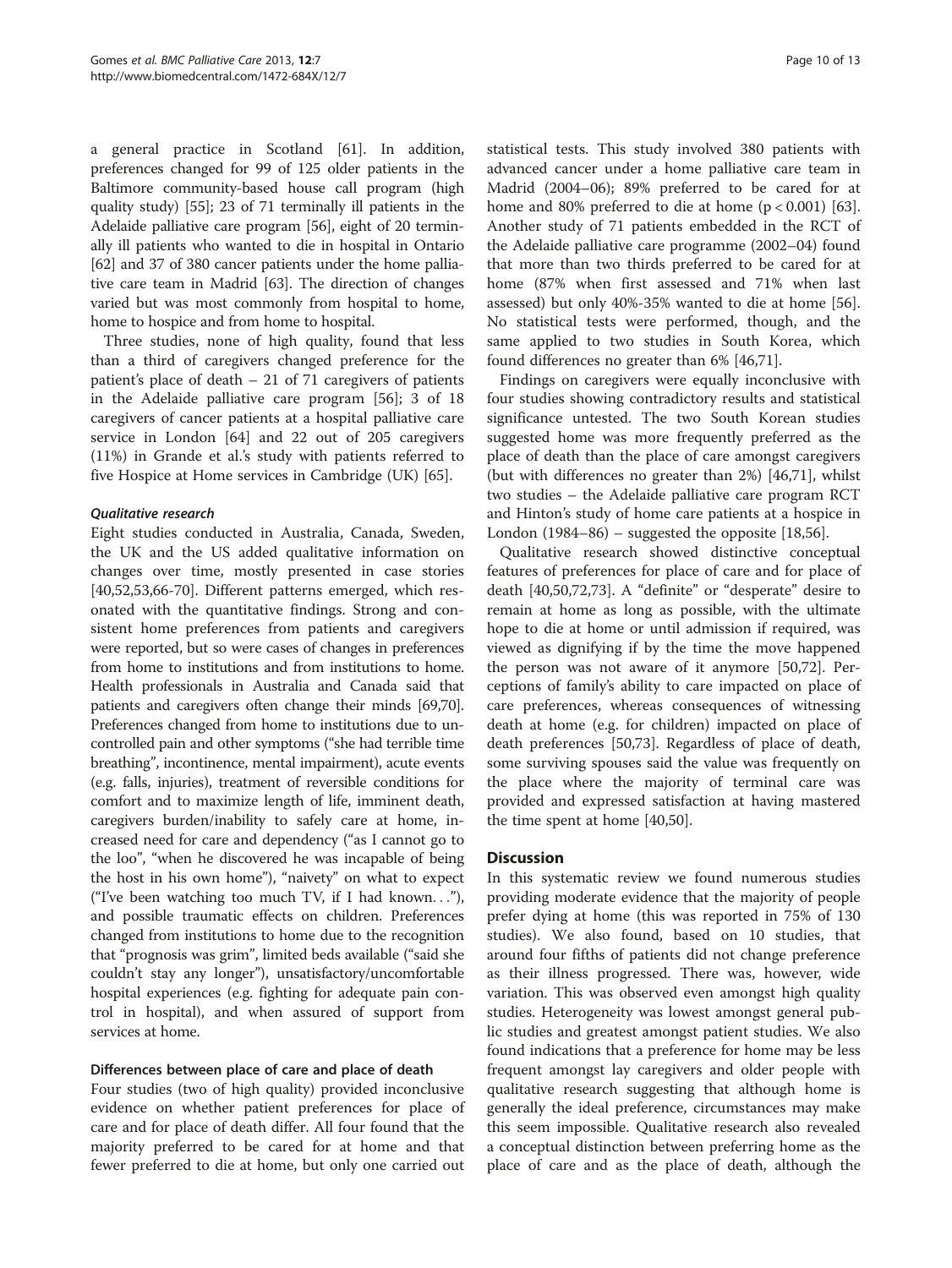a general practice in Scotland [61]. In addition, preferences changed for 99 of 125 older patients in the Baltimore community-based house call program (high quality study) [55]; 23 of 71 terminally ill patients in the Adelaide palliative care program [56], eight of 20 terminally ill patients who wanted to die in hospital in Ontario [62] and 37 of 380 cancer patients under the home palliative care team in Madrid [63]. The direction of changes varied but was most commonly from hospital to home, home to hospice and from home to hospital.

Three studies, none of high quality, found that less than a third of caregivers changed preference for the patient's place of death – 21 of 71 caregivers of patients in the Adelaide palliative care program [56]; 3 of 18 caregivers of cancer patients at a hospital palliative care service in London [64] and 22 out of 205 caregivers (11%) in Grande et al.'s study with patients referred to five Hospice at Home services in Cambridge (UK) [65].

#### *Qualitative research*

Eight studies conducted in Australia, Canada, Sweden, the UK and the US added qualitative information on changes over time, mostly presented in case stories [40,52,53,66-70]. Different patterns emerged, which resonated with the quantitative findings. Strong and consistent home preferences from patients and caregivers were reported, but so were cases of changes in preferences from home to institutions and from institutions to home. Health professionals in Australia and Canada said that patients and caregivers often change their minds [69,70]. Preferences changed from home to institutions due to uncontrolled pain and other symptoms ("she had terrible time breathing", incontinence, mental impairment), acute events (e.g. falls, injuries), treatment of reversible conditions for comfort and to maximize length of life, imminent death, caregivers burden/inability to safely care at home, increased need for care and dependency ("as I cannot go to the loo", "when he discovered he was incapable of being the host in his own home"), "naivety" on what to expect ("I've been watching too much TV, if I had known…"), and possible traumatic effects on children. Preferences changed from institutions to home due to the recognition that "prognosis was grim", limited beds available ("said she couldn't stay any longer"), unsatisfactory/uncomfortable hospital experiences (e.g. fighting for adequate pain control in hospital), and when assured of support from services at home.

### Differences between place of care and place of death

Four studies (two of high quality) provided inconclusive evidence on whether patient preferences for place of care and for place of death differ. All four found that the majority preferred to be cared for at home and that fewer preferred to die at home, but only one carried out statistical tests. This study involved 380 patients with advanced cancer under a home palliative care team in Madrid (2004–06); 89% preferred to be cared for at home and 80% preferred to die at home ($p < 0.001$) [63]. Another study of 71 patients embedded in the RCT of the Adelaide palliative care programme (2002–04) found that more than two thirds preferred to be cared for at home (87% when first assessed and 71% when last assessed) but only 40%-35% wanted to die at home [56]. No statistical tests were performed, though, and the same applied to two studies in South Korea, which found differences no greater than 6% [46,71].

Findings on caregivers were equally inconclusive with four studies showing contradictory results and statistical significance untested. The two South Korean studies suggested home was more frequently preferred as the place of death than the place of care amongst caregivers (but with differences no greater than 2%) [46,71], whilst two studies – the Adelaide palliative care program RCT and Hinton's study of home care patients at a hospice in London (1984–86) – suggested the opposite [18,56].

Qualitative research showed distinctive conceptual features of preferences for place of care and for place of death [40,50,72,73]. A "definite" or "desperate" desire to remain at home as long as possible, with the ultimate hope to die at home or until admission if required, was viewed as dignifying if by the time the move happened the person was not aware of it anymore [50,72]. Perceptions of family's ability to care impacted on place of care preferences, whereas consequences of witnessing death at home (e.g. for children) impacted on place of death preferences [50,73]. Regardless of place of death, some surviving spouses said the value was frequently on the place where the majority of terminal care was provided and expressed satisfaction at having mastered the time spent at home [40,50].

## Discussion

In this systematic review we found numerous studies providing moderate evidence that the majority of people prefer dying at home (this was reported in 75% of 130 studies). We also found, based on 10 studies, that around four fifths of patients did not change preference as their illness progressed. There was, however, wide variation. This was observed even amongst high quality studies. Heterogeneity was lowest amongst general public studies and greatest amongst patient studies. We also found indications that a preference for home may be less frequent amongst lay caregivers and older people with qualitative research suggesting that although home is generally the ideal preference, circumstances may make this seem impossible. Qualitative research also revealed a conceptual distinction between preferring home as the place of care and as the place of death, although the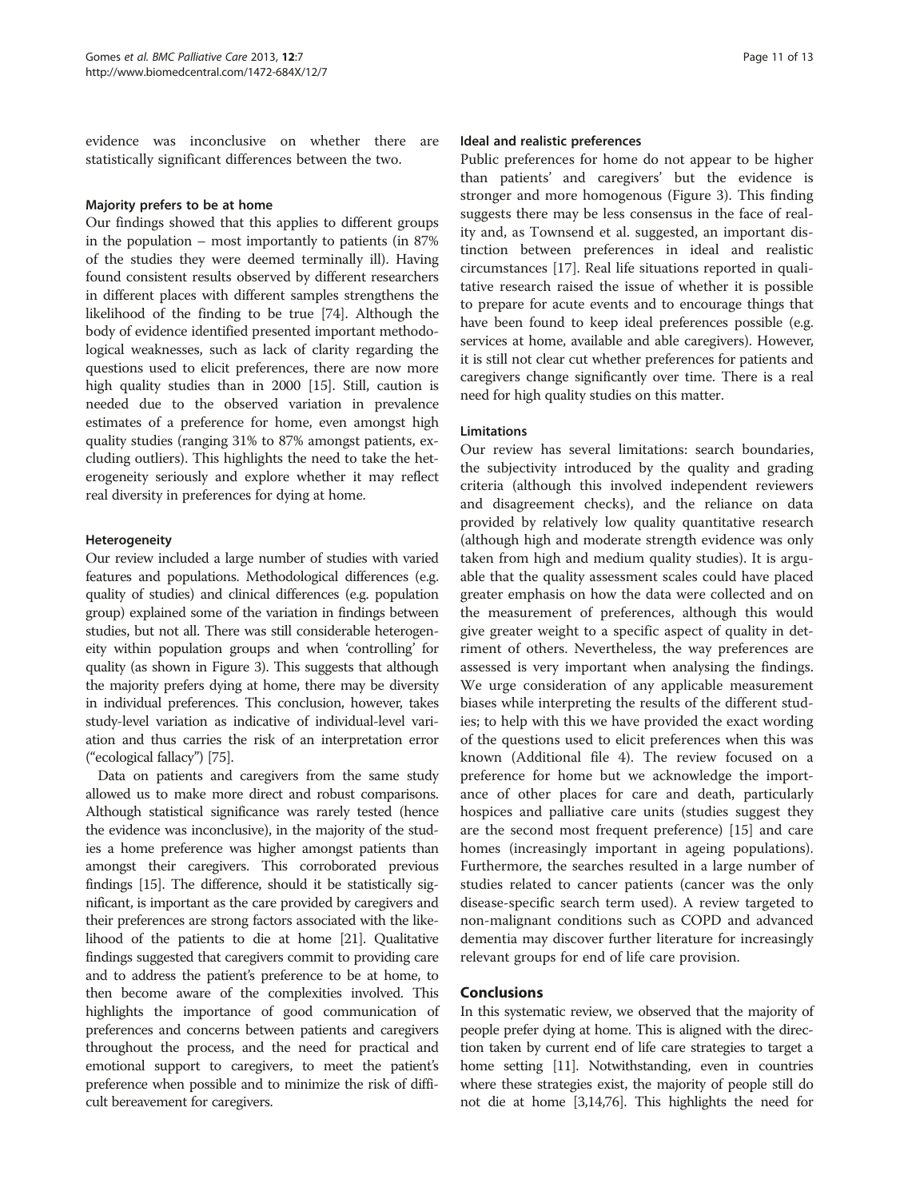evidence was inconclusive on whether there are statistically significant differences between the two.

### Majority prefers to be at home

Our findings showed that this applies to different groups in the population – most importantly to patients (in 87% of the studies they were deemed terminally ill). Having found consistent results observed by different researchers in different places with different samples strengthens the likelihood of the finding to be true [74]. Although the body of evidence identified presented important methodological weaknesses, such as lack of clarity regarding the questions used to elicit preferences, there are now more high quality studies than in 2000 [15]. Still, caution is needed due to the observed variation in prevalence estimates of a preference for home, even amongst high quality studies (ranging 31% to 87% amongst patients, excluding outliers). This highlights the need to take the heterogeneity seriously and explore whether it may reflect real diversity in preferences for dying at home.

### Heterogeneity

Our review included a large number of studies with varied features and populations. Methodological differences (e.g. quality of studies) and clinical differences (e.g. population group) explained some of the variation in findings between studies, but not all. There was still considerable heterogeneity within population groups and when 'controlling' for quality (as shown in Figure 3). This suggests that although the majority prefers dying at home, there may be diversity in individual preferences. This conclusion, however, takes study-level variation as indicative of individual-level variation and thus carries the risk of an interpretation error ("ecological fallacy") [75].

Data on patients and caregivers from the same study allowed us to make more direct and robust comparisons. Although statistical significance was rarely tested (hence the evidence was inconclusive), in the majority of the studies a home preference was higher amongst patients than amongst their caregivers. This corroborated previous findings [15]. The difference, should it be statistically significant, is important as the care provided by caregivers and their preferences are strong factors associated with the likelihood of the patients to die at home [21]. Qualitative findings suggested that caregivers commit to providing care and to address the patient's preference to be at home, to then become aware of the complexities involved. This highlights the importance of good communication of preferences and concerns between patients and caregivers throughout the process, and the need for practical and emotional support to caregivers, to meet the patient's preference when possible and to minimize the risk of difficult bereavement for caregivers.

### Ideal and realistic preferences

Public preferences for home do not appear to be higher than patients' and caregivers' but the evidence is stronger and more homogenous (Figure 3). This finding suggests there may be less consensus in the face of reality and, as Townsend et al. suggested, an important distinction between preferences in ideal and realistic circumstances [17]. Real life situations reported in qualitative research raised the issue of whether it is possible to prepare for acute events and to encourage things that have been found to keep ideal preferences possible (e.g. services at home, available and able caregivers). However, it is still not clear cut whether preferences for patients and caregivers change significantly over time. There is a real need for high quality studies on this matter.

### Limitations

Our review has several limitations: search boundaries, the subjectivity introduced by the quality and grading criteria (although this involved independent reviewers and disagreement checks), and the reliance on data provided by relatively low quality quantitative research (although high and moderate strength evidence was only taken from high and medium quality studies). It is arguable that the quality assessment scales could have placed greater emphasis on how the data were collected and on the measurement of preferences, although this would give greater weight to a specific aspect of quality in detriment of others. Nevertheless, the way preferences are assessed is very important when analysing the findings. We urge consideration of any applicable measurement biases while interpreting the results of the different studies; to help with this we have provided the exact wording of the questions used to elicit preferences when this was known (Additional file 4). The review focused on a preference for home but we acknowledge the importance of other places for care and death, particularly hospices and palliative care units (studies suggest they are the second most frequent preference) [15] and care homes (increasingly important in ageing populations). Furthermore, the searches resulted in a large number of studies related to cancer patients (cancer was the only disease-specific search term used). A review targeted to non-malignant conditions such as COPD and advanced dementia may discover further literature for increasingly relevant groups for end of life care provision.

## Conclusions

In this systematic review, we observed that the majority of people prefer dying at home. This is aligned with the direction taken by current end of life care strategies to target a home setting [11]. Notwithstanding, even in countries where these strategies exist, the majority of people still do not die at home [3,14,76]. This highlights the need for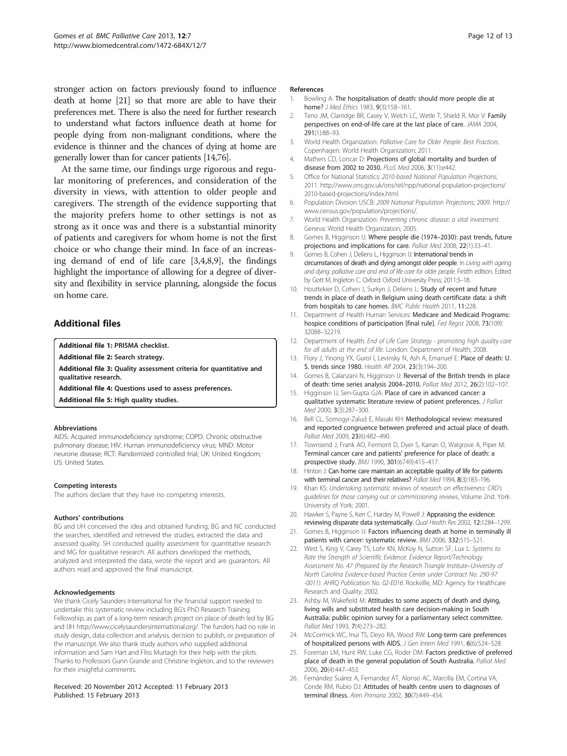stronger action on factors previously found to influence death at home [21] so that more are able to have their preferences met. There is also the need for further research to understand what factors influence death at home for people dying from non-malignant conditions, where the evidence is thinner and the chances of dying at home are generally lower than for cancer patients [14,76].

At the same time, our findings urge rigorous and regular monitoring of preferences, and consideration of the diversity in views, with attention to older people and caregivers. The strength of the evidence supporting that the majority prefers home to other settings is not as strong as it once was and there is a substantial minority of patients and caregivers for whom home is not the first choice or who change their mind. In face of an increasing demand of end of life care [3,4,8,9], the findings highlight the importance of allowing for a degree of diversity and flexibility in service planning, alongside the focus on home care.

## Additional files

**Additional file 1: PRISMA checklist.**

**Additional file 2: Search strategy.**

**Additional file 3: Quality assessment criteria for quantitative and qualitative research.**

**Additional file 4: Questions used to assess preferences.**

**Additional file 5: High quality studies.**

#### Abbreviations

AIDS: Acquired immunodeficiency syndrome; COPD: Chronic obstructive pulmonary disease; HIV: Human immunodeficiency virus; MND: Motor neurone disease; RCT: Randomized controlled trial; UK: United Kingdom; US: United States.

#### Competing interests

The authors declare that they have no competing interests.

#### Authors' contributions

BG and IJH conceived the idea and obtained funding; BG and NC conducted the searches, identified and retrieved the studies, extracted the data and assessed quality. SH conducted quality assessment for quantitative research and MG for qualitative research. All authors developed the methods, analyzed and interpreted the data, wrote the report and are guarantors. All authors read and approved the final manuscript.

#### Acknowledgements

We thank Cicely Saunders International for the financial support needed to undertake this systematic review including BG's PhD Research Training Fellowship, as part of a long-term research project on place of death led by BG and IJH http://www.cicelysaundersinternational.org/. The funders had no role in study design, data collection and analysis, decision to publish, or preparation of the manuscript. We also thank study authors who supplied additional information and Sam Hart and Fliss Murtagh for their help with the plots. Thanks to Professors Gunn Grande and Christine Ingleton, and to the reviewers for their insightful comments.

Received: 20 November 2012 Accepted: 11 February 2013
Published: 15 February 2013

#### References

1. Bowling A: **The hospitalisation of death: should more people die at home?** *J Med Ethics* 1983, **9**(3):158–161.
2. Teno JM, Clarridge BR, Casey V, Welch LC, Wetle T, Shield R, Mor V: **Family perspectives on end-of-life care at the last place of care.** *JAMA* 2004, **291**(1):88–93.
3. World Health Organization: *Palliative Care for Older People: Best Practices.* Copenhagen: World Health Organization; 2011.
4. Mathers CD, Loncar D: **Projections of global mortality and burden of disease from 2002 to 2030.** *PLoS Med* 2006, **3**(11):e442.
5. Office for National Statistics: *2010-based National Population Projections*; 2011. http://www.ons.gov.uk/ons/rel/npp/national-population-projections/2010-based-projections/index.html.
6. Population Division USCB: *2009 National Population Projections*; 2009. http://www.census.gov/population/projections/.
7. World Health Organization: *Preventing chronic disease: a vital investment.* Geneva: World Health Organization; 2005.
8. Gomes B, Higginson IJ: **Where people die (1974–2030): past trends, future projections and implications for care.** *Palliat Med* 2008, **22**(1):33–41.
9. Gomes B, Cohen J, Deliens L, Higginson IJ: **International trends in circumstances of death and dying amongst older people.** In *Living with ageing and dying: palliative care and end of life care for older people.* Firstth edition. Edited by Gott M, Ingleton C. Oxford: Oxford University Press; 2011:3–18.
10. Houttekier D, Cohen J, Surkyn J, Deliens L: **Study of recent and future trends in place of death in Belgium using death certificate data: a shift from hospitals to care homes.** *BMC Public Health* 2011, **11**:228.
11. Department of Health Human Services: **Medicare and Medicaid Programs: hospice conditions of participation [final rule].** *Fed Regist* 2008, **73**(109): 32088–32219.
12. Department of Health: *End of Life Care Strategy - promoting high quality care for all adults at the end of life.* London: Department of Health; 2008.
13. Flory J, Yinong YX, Gurol I, Levinsky N, Ash A, Emanuel E: **Place of death: U. S. trends since 1980.** *Health Aff* 2004, **23**(3):194–200.
14. Gomes B, Calanzani N, Higginson IJ: **Reversal of the British trends in place of death: time series analysis 2004–2010.** *Palliat Med* 2012, **26**(2):102–107.
15. Higginson IJ, Sen-Gupta GJA: **Place of care in advanced cancer: a qualitative systematic literature review of patient preferences.** *J Palliat Med* 2000, **3**(3):287–300.
16. Bell CL, Somogyi-Zalud E, Masaki KH: **Methodological review: measured and reported congruence between preferred and actual place of death.** *Palliat Med* 2009, **23**(6):482–490.
17. Townsend J, Frank AO, Fermont D, Dyer S, Karran O, Walgrove A, Piper M: **Terminal cancer care and patients' preference for place of death: a prospective study.** *BMJ* 1990, **301**(6749):415–417.
18. Hinton J: **Can home care maintain an acceptable quality of life for patients with terminal cancer and their relatives?** *Palliat Med* 1994, **8**(3):183–196.
19. Khan KS: *Undertaking systematic reviews of research on effectiveness: CRD's guidelines for those carrying out or commissioning reviews*, Volume 2nd. York: University of York; 2001.
20. Hawker S, Payne S, Kerr C, Hardey M, Powell J: **Appraising the evidence: reviewing disparate data systematically.** *Qual Health Res* 2002, **12**:1284–1299.
21. Gomes B, Higginson IJ: **Factors influencing death at home in terminally ill patients with cancer: systematic review.** *BMJ* 2006, **332**:515–521.
22. West S, King V, Carey TS, Lohr KN, McKoy N, Sutton SF, Lux L: *Systems to Rate the Strength of Scientific Evidence. Evidence Report/Technology Assessment No. 47 (Prepared by the Research Triangle Institute–University of North Carolina Evidence-based Practice Center under Contract No. 290-97 -0011). AHRQ Publication No. 02-E016.* Rockville, MD: Agency for Healthcare Research and Quality; 2002.
23. Ashby M, Wakefield M: **Attitudes to some aspects of death and dying, living wills and substituted health care decision-making in South Australia: public opinion survey for a parliamentary select committee.** *Palliat Med* 1993, **7**(4):273–282.
24. McCormick WC, Inui TS, Deyo RA, Wood RW: **Long-term care preferences of hospitalized persons with AIDS.** *J Gen Intern Med* 1991, **6**(6):524–528.
25. Foreman LM, Hunt RW, Luke CG, Roder DM: **Factors predictive of preferred place of death in the general population of South Australia.** *Palliat Med* 2006, **20**(4):447–453.
26. Fernández Suárez A, Fernandez AT, Alonso AC, Marcilla EM, Cortina VA, Conde RM, Rubio DJ: **Attitudes of health centre users to diagnoses of terminal illness.** *Aten Primaria* 2002, **30**(7):449–454.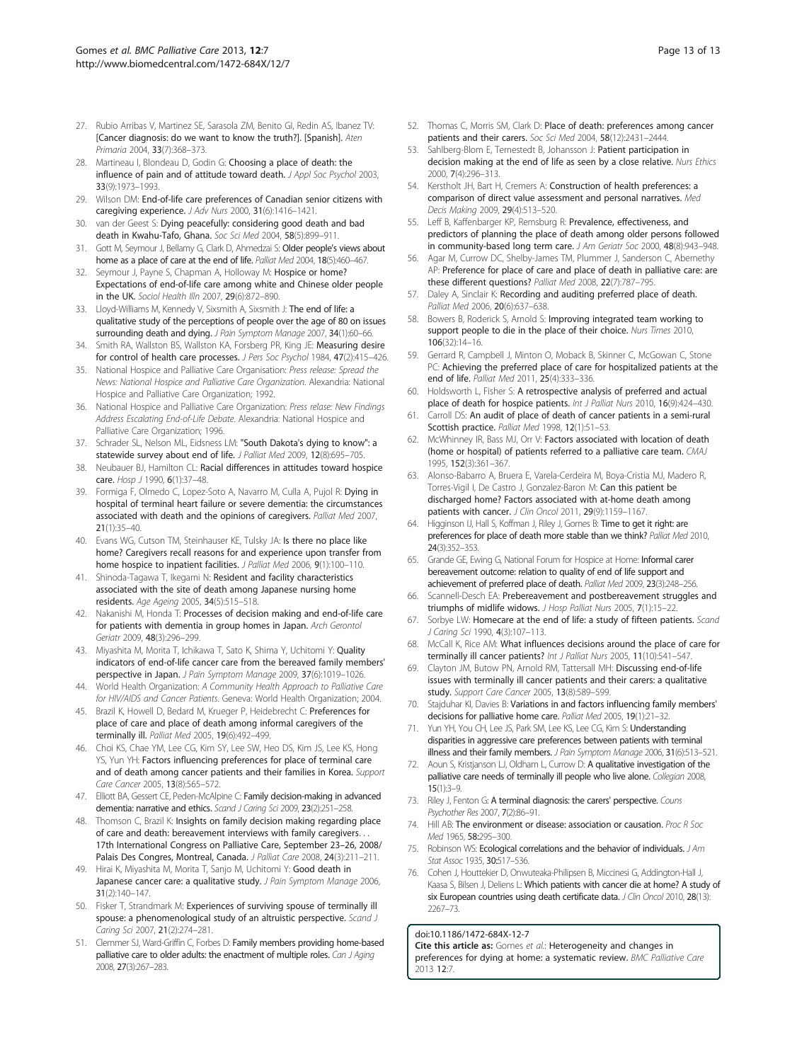27. Rubio Arribas V, Martinez SE, Sarasola ZM, Benito GI, Redin AS, Ibanez TV: [Cancer diagnosis: do we want to know the truth?]. [Spanish]. *Aten Primaria* 2004, **33**(7):368–373.
28. Martineau I, Blondeau D, Godin G: **Choosing a place of death: the influence of pain and of attitude toward death.** *J Appl Soc Psychol* 2003, **33**(9):1973–1993.
29. Wilson DM: **End-of-life care preferences of Canadian senior citizens with caregiving experience.** *J Adv Nurs* 2000, **31**(6):1416–1421.
30. van der Geest S: **Dying peacefully: considering good death and bad death in Kwahu-Tafo, Ghana.** *Soc Sci Med* 2004, **58**(5):899–911.
31. Gott M, Seymour J, Bellamy G, Clark D, Ahmedzai S: **Older people's views about home as a place of care at the end of life.** *Palliat Med* 2004, **18**(5):460–467.
32. Seymour J, Payne S, Chapman A, Holloway M: **Hospice or home? Expectations of end-of-life care among white and Chinese older people in the UK.** *Sociol Health Illn* 2007, **29**(6):872–890.
33. Lloyd-Williams M, Kennedy V, Sixsmith A, Sixsmith J: **The end of life: a qualitative study of the perceptions of people over the age of 80 on issues surrounding death and dying.** *J Pain Symptom Manage* 2007, **34**(1):60–66.
34. Smith RA, Wallston BS, Wallston KA, Forsberg PR, King JE: **Measuring desire for control of health care processes.** *J Pers Soc Psychol* 1984, **47**(2):415–426.
35. National Hospice and Palliative Care Organisation: *Press release: Spread the News: National Hospice and Palliative Care Organization.* Alexandria: National Hospice and Palliative Care Organization; 1992.
36. National Hospice and Palliative Care Organization: *Press relase: New Findings Address Escalating End-of-Life Debate.* Alexandria: National Hospice and Palliative Care Organization; 1996.
37. Schrader SL, Nelson ML, Eidsness LM: **"South Dakota's dying to know": a statewide survey about end of life.** *J Palliat Med* 2009, **12**(8):695–705.
38. Neubauer BJ, Hamilton CL: **Racial differences in attitudes toward hospice care.** *Hosp J* 1990, **6**(1):37–48.
39. Formiga F, Olmedo C, Lopez-Soto A, Navarro M, Culla A, Pujol R: **Dying in hospital of terminal heart failure or severe dementia: the circumstances associated with death and the opinions of caregivers.** *Palliat Med* 2007, **21**(1):35–40.
40. Evans WG, Cutson TM, Steinhauser KE, Tulsky JA: **Is there no place like home? Caregivers recall reasons for and experience upon transfer from home hospice to inpatient facilities.** *J Palliat Med* 2006, **9**(1):100–110.
41. Shinoda-Tagawa T, Ikegami N: **Resident and facility characteristics associated with the site of death among Japanese nursing home residents.** *Age Ageing* 2005, **34**(5):515–518.
42. Nakanishi M, Honda T: **Processes of decision making and end-of-life care for patients with dementia in group homes in Japan.** *Arch Gerontol Geriatr* 2009, **48**(3):296–299.
43. Miyashita M, Morita T, Ichikawa T, Sato K, Shima Y, Uchitomi Y: **Quality indicators of end-of-life cancer care from the bereaved family members' perspective in Japan.** *J Pain Symptom Manage* 2009, **37**(6):1019–1026.
44. World Health Organization: *A Community Health Approach to Palliative Care for HIV/AIDS and Cancer Patients.* Geneva: World Health Organization; 2004.
45. Brazil K, Howell D, Bedard M, Krueger P, Heidebrecht C: **Preferences for place of care and place of death among informal caregivers of the terminally ill.** *Palliat Med* 2005, **19**(6):492–499.
46. Choi KS, Chae YM, Lee CG, Kim SY, Lee SW, Heo DS, Kim JS, Lee KS, Hong YS, Yun YH: **Factors influencing preferences for place of terminal care and of death among cancer patients and their families in Korea.** *Support Care Cancer* 2005, **13**(8):565–572.
47. Elliott BA, Gessert CE, Peden-McAlpine C: **Family decision-making in advanced dementia: narrative and ethics.** *Scand J Caring Sci* 2009, **23**(2):251–258.
48. Thomson C, Brazil K: **Insights on family decision making regarding place of care and death: bereavement interviews with family caregivers. . . 17th International Congress on Palliative Care, September 23–26, 2008/ Palais Des Congres, Montreal, Canada.** *J Palliat Care* 2008, **24**(3):211–211.
49. Hirai K, Miyashita M, Morita T, Sanjo M, Uchitomi Y: **Good death in Japanese cancer care: a qualitative study.** *J Pain Symptom Manage* 2006, **31**(2):140–147.
50. Fisker T, Strandmark M: **Experiences of surviving spouse of terminally ill spouse: a phenomenological study of an altruistic perspective.** *Scand J Caring Sci* 2007, **21**(2):274–281.
51. Clemmer SJ, Ward-Griffin C, Forbes D: **Family members providing home-based palliative care to older adults: the enactment of multiple roles.** *Can J Aging* 2008, **27**(3):267–283.
52. Thomas C, Morris SM, Clark D: **Place of death: preferences among cancer patients and their carers.** *Soc Sci Med* 2004, **58**(12):2431–2444.
53. Sahlberg-Blom E, Ternestedt B, Johansson J: **Patient participation in decision making at the end of life as seen by a close relative.** *Nurs Ethics* 2000, **7**(4):296–313.
54. Kersholt JH, Bart H, Cremers A: **Construction of health preferences: a comparison of direct value assessment and personal narratives.** *Med Decis Making* 2009, **29**(4):513–520.
55. Leff B, Kaffenbarger KP, Remsburg R: **Prevalence, effectiveness, and predictors of planning the place of death among older persons followed in community-based long term care.** *J Am Geriatr Soc* 2000, **48**(8):943–948.
56. Agar M, Currow DC, Shelby-James TM, Plummer J, Sanderson C, Abernethy AP: **Preference for place of care and place of death in palliative care: are these different questions?** *Palliat Med* 2008, **22**(7):787–795.
57. Daley A, Sinclair K: **Recording and auditing preferred place of death.** *Palliat Med* 2006, **20**(6):637–638.
58. Bowers B, Roderick S, Arnold S: **Improving integrated team working to support people to die in the place of their choice.** *Nurs Times* 2010, **106**(32):14–16.
59. Gerrard R, Campbell J, Minton O, Moback B, Skinner C, McGowan C, Stone PC: **Achieving the preferred place of care for hospitalized patients at the end of life.** *Palliat Med* 2011, **25**(4):333–336.
60. Holdsworth L, Fisher S: **A retrospective analysis of preferred and actual place of death for hospice patients.** *Int J Palliat Nurs* 2010, **16**(9):424–430.
61. Carroll DS: **An audit of place of death of cancer patients in a semi-rural Scottish practice.** *Palliat Med* 1998, **12**(1):51–53.
62. McWhinney IR, Bass MJ, Orr V: **Factors associated with location of death (home or hospital) of patients referred to a palliative care team.** *CMAJ* 1995, **152**(3):361–367.
63. Alonso-Babarro A, Bruera E, Varela-Cerdeira M, Boya-Cristia MJ, Madero R, Torres-Vigil I, De Castro J, Gonzalez-Baron M: **Can this patient be discharged home? Factors associated with at-home death among patients with cancer.** *J Clin Oncol* 2011, **29**(9):1159–1167.
64. Higginson IJ, Hall S, Koffman J, Riley J, Gomes B: **Time to get it right: are preferences for place of death more stable than we think?** *Palliat Med* 2010, **24**(3):352–353.
65. Grande GE, Ewing G, National Forum for Hospice at Home: **Informal carer bereavement outcome: relation to quality of end of life support and achievement of preferred place of death.** *Palliat Med* 2009, **23**(3):248–256.
66. Scannell-Desch EA: **Prebereavement and postbereavement struggles and triumphs of midlife widows.** *J Hosp Palliat Nurs* 2005, **7**(1):15–22.
67. Sorbye LW: **Homecare at the end of life: a study of fifteen patients.** *Scand J Caring Sci* 1990, **4**(3):107–113.
68. McCall K, Rice AM: **What influences decisions around the place of care for terminally ill cancer patients?** *Int J Palliat Nurs* 2005, **11**(10):541–547.
69. Clayton JM, Butow PN, Arnold RM, Tattersall MH: **Discussing end-of-life issues with terminally ill cancer patients and their carers: a qualitative study.** *Support Care Cancer* 2005, **13**(8):589–599.
70. Stajduhar KI, Davies B: **Variations in and factors influencing family members' decisions for palliative home care.** *Palliat Med* 2005, **19**(1):21–32.
71. Yun YH, You CH, Lee JS, Park SM, Lee KS, Lee CG, Kim S: **Understanding disparities in aggressive care preferences between patients with terminal illness and their family members.** *J Pain Symptom Manage* 2006, **31**(6):513–521.
72. Aoun S, Kristjanson LJ, Oldham L, Currow D: **A qualitative investigation of the palliative care needs of terminally ill people who live alone.** *Collegian* 2008, **15**(1):3–9.
73. Riley J, Fenton G: **A terminal diagnosis: the carers' perspective.** *Couns Psychother Res* 2007, **7**(2):86–91.
74. Hill AB: **The environment or disease: association or causation.** *Proc R Soc Med* 1965, **58**:295–300.
75. Robinson WS: **Ecological correlations and the behavior of individuals.** *J Am Stat Assoc* 1935, **30**:517–536.
76. Cohen J, Houttekier D, Onwuteaka-Philipsen B, Miccinesi G, Addington-Hall J, Kaasa S, Bilsen J, Deliens L: **Which patients with cancer die at home? A study of six European countries using death certificate data.** *J Clin Oncol* 2010, **28**(13): 2267–73.

doi:10.1186/1472-684X-12-7

**Cite this article as:** Gomes *et al.*: Heterogeneity and changes in preferences for dying at home: a systematic review. *BMC Palliative Care* 2013 **12**:7.